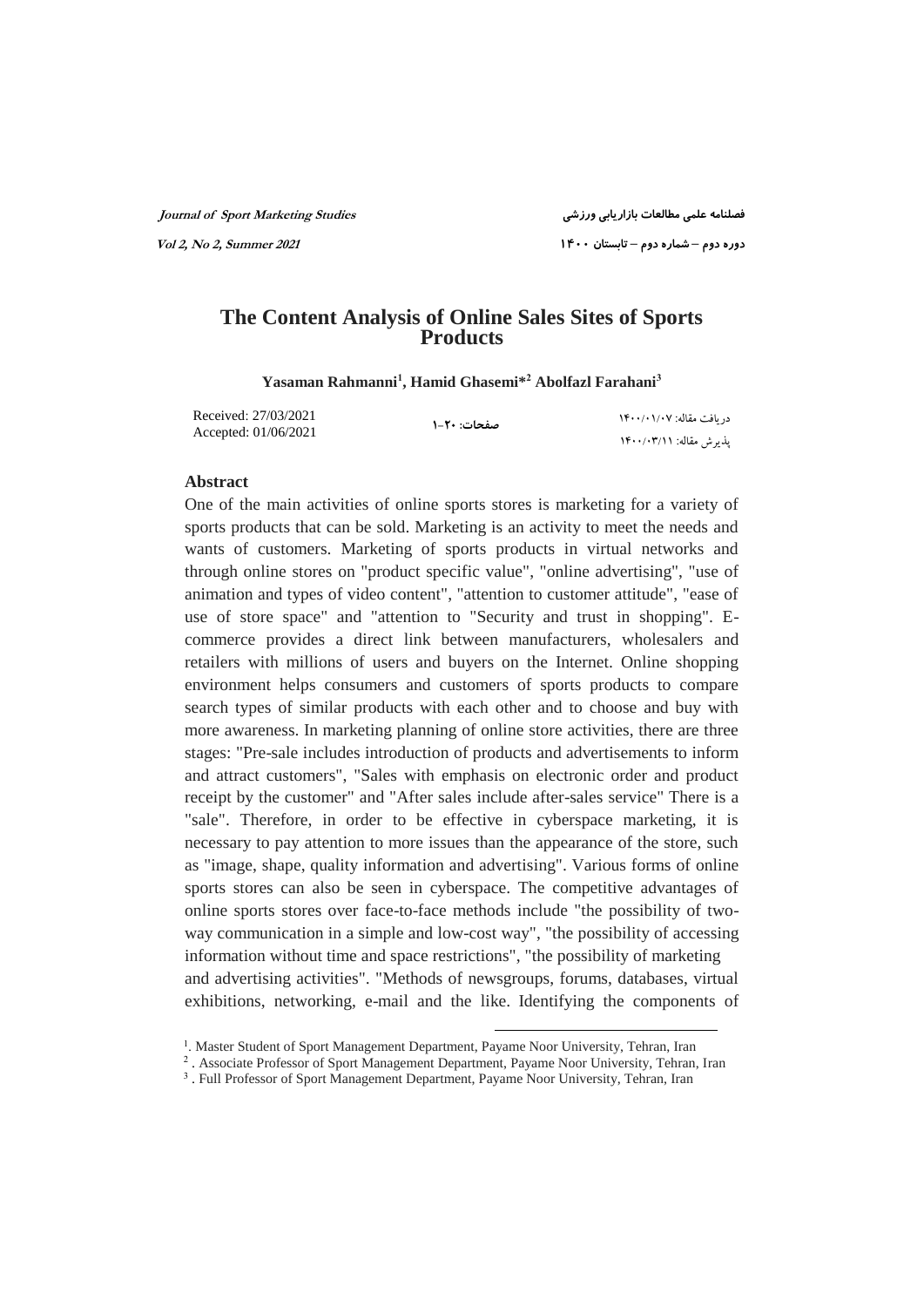# The Content Analysis of Online Sales Sites of Sports Products

**Yasaman Rahmanni[1], Hamid Ghasemi*[2] Abolfazl Farahani[3]**

Received: 27/03/2021
Accepted: 01/06/2021

دریافت مقاله: ۱۴۰۰/۰۱/۰۷
پذیرش مقاله: ۱۴۰۰/۰۳/۱۱

## Abstract

One of the main activities of online sports stores is marketing for a variety of sports products that can be sold. Marketing is an activity to meet the needs and wants of customers. Marketing of sports products in virtual networks and through online stores on "product specific value", "online advertising", "use of animation and types of video content", "attention to customer attitude", "ease of use of store space" and "attention to "Security and trust in shopping". E-commerce provides a direct link between manufacturers, wholesalers and retailers with millions of users and buyers on the Internet. Online shopping environment helps consumers and customers of sports products to compare search types of similar products with each other and to choose and buy with more awareness. In marketing planning of online store activities, there are three stages: "Pre-sale includes introduction of products and advertisements to inform and attract customers", "Sales with emphasis on electronic order and product receipt by the customer" and "After sales include after-sales service" There is a "sale". Therefore, in order to be effective in cyberspace marketing, it is necessary to pay attention to more issues than the appearance of the store, such as "image, shape, quality information and advertising". Various forms of online sports stores can also be seen in cyberspace. The competitive advantages of online sports stores over face-to-face methods include "the possibility of two-way communication in a simple and low-cost way", "the possibility of accessing information without time and space restrictions", "the possibility of marketing and advertising activities". "Methods of newsgroups, forums, databases, virtual exhibitions, networking, e-mail and the like. Identifying the components of

---

[1]. Master Student of Sport Management Department, Payame Noor University, Tehran, Iran

[2]. Associate Professor of Sport Management Department, Payame Noor University, Tehran, Iran

[3]. Full Professor of Sport Management Department, Payame Noor University, Tehran, Iran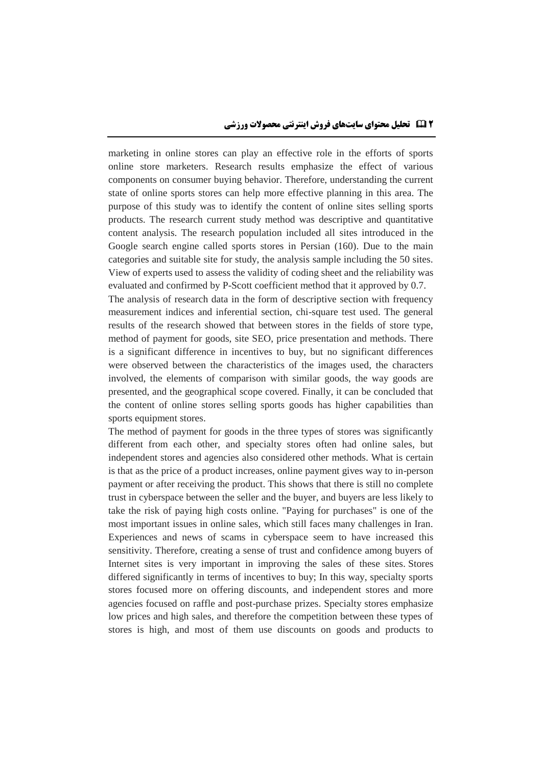marketing in online stores can play an effective role in the efforts of sports online store marketers. Research results emphasize the effect of various components on consumer buying behavior. Therefore, understanding the current state of online sports stores can help more effective planning in this area. The purpose of this study was to identify the content of online sites selling sports products. The research current study method was descriptive and quantitative content analysis. The research population included all sites introduced in the Google search engine called sports stores in Persian (160). Due to the main categories and suitable site for study, the analysis sample including the 50 sites. View of experts used to assess the validity of coding sheet and the reliability was evaluated and confirmed by P-Scott coefficient method that it approved by 0.7.

The analysis of research data in the form of descriptive section with frequency measurement indices and inferential section, chi-square test used. The general results of the research showed that between stores in the fields of store type, method of payment for goods, site SEO, price presentation and methods. There is a significant difference in incentives to buy, but no significant differences were observed between the characteristics of the images used, the characters involved, the elements of comparison with similar goods, the way goods are presented, and the geographical scope covered. Finally, it can be concluded that the content of online stores selling sports goods has higher capabilities than sports equipment stores.

The method of payment for goods in the three types of stores was significantly different from each other, and specialty stores often had online sales, but independent stores and agencies also considered other methods. What is certain is that as the price of a product increases, online payment gives way to in-person payment or after receiving the product. This shows that there is still no complete trust in cyberspace between the seller and the buyer, and buyers are less likely to take the risk of paying high costs online. "Paying for purchases" is one of the most important issues in online sales, which still faces many challenges in Iran. Experiences and news of scams in cyberspace seem to have increased this sensitivity. Therefore, creating a sense of trust and confidence among buyers of Internet sites is very important in improving the sales of these sites. Stores differed significantly in terms of incentives to buy; In this way, specialty sports stores focused more on offering discounts, and independent stores and more agencies focused on raffle and post-purchase prizes. Specialty stores emphasize low prices and high sales, and therefore the competition between these types of stores is high, and most of them use discounts on goods and products to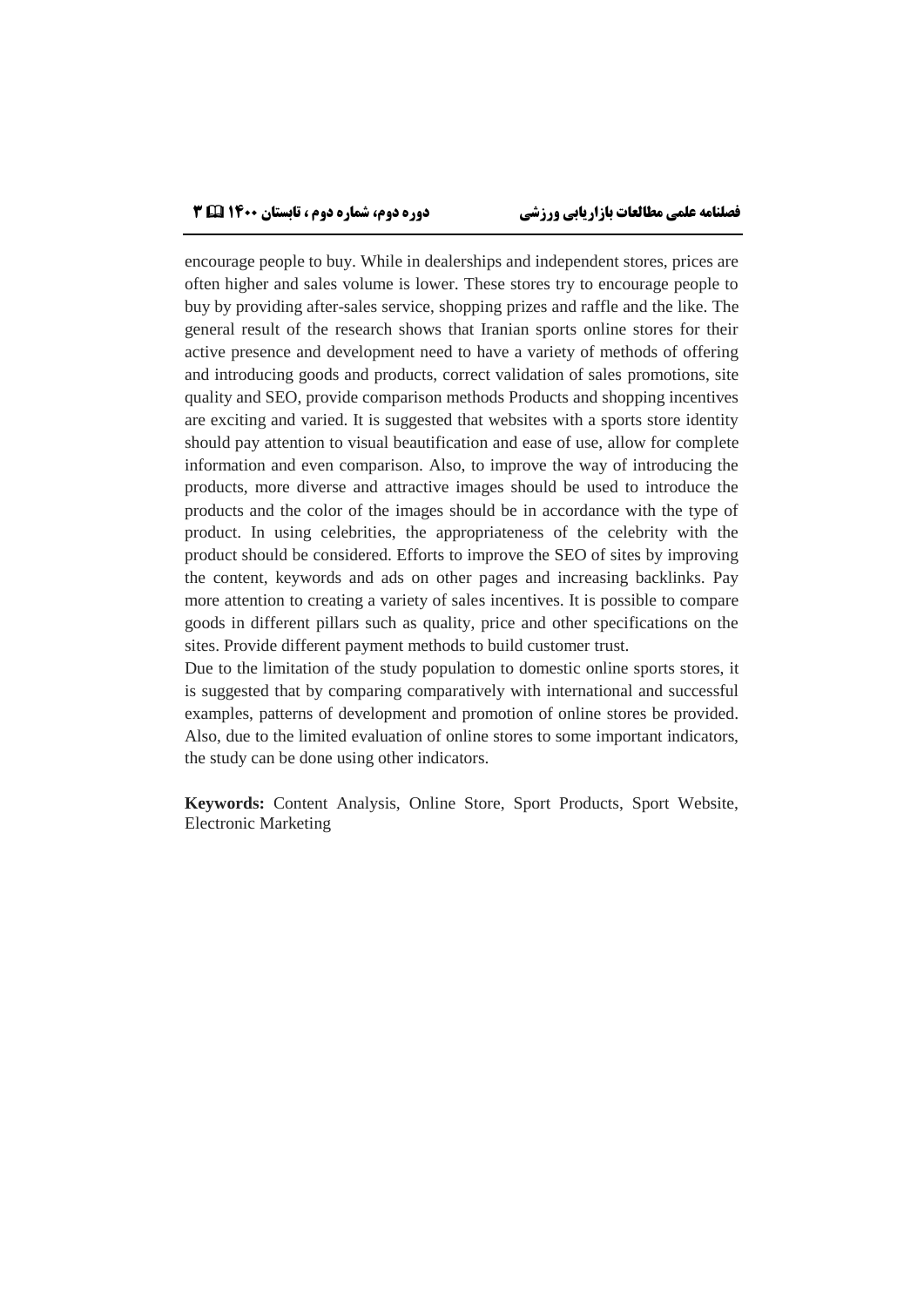encourage people to buy. While in dealerships and independent stores, prices are often higher and sales volume is lower. These stores try to encourage people to buy by providing after-sales service, shopping prizes and raffle and the like. The general result of the research shows that Iranian sports online stores for their active presence and development need to have a variety of methods of offering and introducing goods and products, correct validation of sales promotions, site quality and SEO, provide comparison methods Products and shopping incentives are exciting and varied. It is suggested that websites with a sports store identity should pay attention to visual beautification and ease of use, allow for complete information and even comparison. Also, to improve the way of introducing the products, more diverse and attractive images should be used to introduce the products and the color of the images should be in accordance with the type of product. In using celebrities, the appropriateness of the celebrity with the product should be considered. Efforts to improve the SEO of sites by improving the content, keywords and ads on other pages and increasing backlinks. Pay more attention to creating a variety of sales incentives. It is possible to compare goods in different pillars such as quality, price and other specifications on the sites. Provide different payment methods to build customer trust.

Due to the limitation of the study population to domestic online sports stores, it is suggested that by comparing comparatively with international and successful examples, patterns of development and promotion of online stores be provided. Also, due to the limited evaluation of online stores to some important indicators, the study can be done using other indicators.

**Keywords:** Content Analysis, Online Store, Sport Products, Sport Website, Electronic Marketing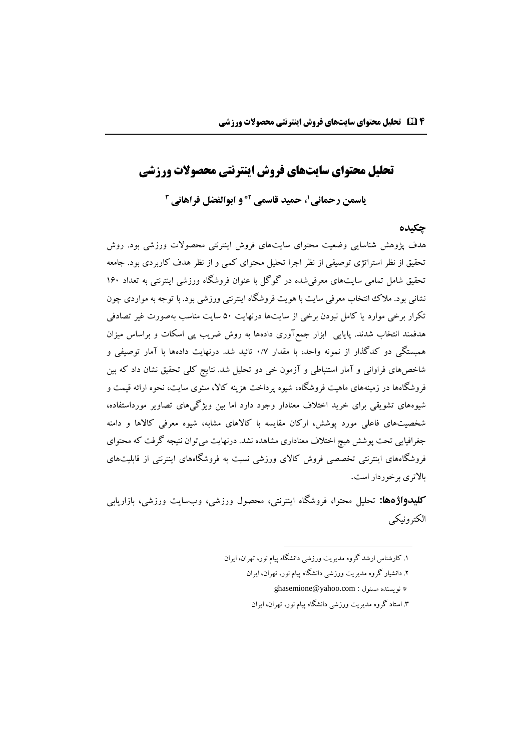# تحلیل محتوای سایت‌های فروش اینترنتی محصولات ورزشی

**یاسمن رحمانی[1]، حمید قاسمی [2]* و ابوالفضل فراهانی [3]**

## چکیده

هدف پژوهش شناسایی وضعیت محتوای سایت‌های فروش اینترنتی محصولات ورزشی بود. روش تحقیق از نظر استراتژی توصیفی از نظر اجرا تحلیل محتوای کمی و از نظر هدف کاربردی بود. جامعه تحقیق شامل تمامی سایت‌های معرفی‌شده در گوگل با عنوان فروشگاه ورزشی اینترنتی به تعداد ۱۶۰ نشانی بود. ملاک انتخاب معرفی سایت با هویت فروشگاه اینترنتی ورزشی بود. با توجه به مواردی چون تکرار برخی موارد یا کامل نبودن برخی از سایت‌ها درنهایت ۵۰ سایت مناسب به‌صورت غیر تصادفی هدفمند انتخاب شدند. پایایی ابزار جمع‌آوری داده‌ها به روش ضریب پی اسکات و براساس میزان همبستگی دو کدگذار از نمونه واحد، با مقدار ۰/۷ تائید شد. درنهایت داده‌ها با آمار توصیفی و شاخص‌های فراوانی و آمار استنباطی و آزمون خی دو تحلیل شد. نتایج کلی تحقیق نشان داد که بین فروشگاه‌ها در زمینه‌های ماهیت فروشگاه، شیوه پرداخت هزینه کالا، سئوی سایت، نحوه ارائه قیمت و شیوه‌های تشویقی برای خرید اختلاف معنادار وجود دارد اما بین ویژگی‌های تصاویر مورداستفاده، شخصیت‌های فاعلی مورد پوشش، ارکان مقایسه با کالاهای مشابه، شیوه معرفی کالاها و دامنه جغرافیایی تحت پوشش هیچ اختلاف معناداری مشاهده نشد. درنهایت می‌توان نتیجه گرفت که محتوای فروشگاه‌های اینترنتی تخصصی فروش کالای ورزشی نسبت به فروشگاه‌های اینترنتی از قابلیت‌های بالاتری برخوردار است.

**کلیدواژه‌ها:** تحلیل محتوا، فروشگاه اینترنتی، محصول ورزشی، وب‌سایت ورزشی، بازاریابی الکترونیکی

---

[1] کارشناس ارشد گروه مدیریت ورزشی دانشگاه پیام نور، تهران، ایران

[2] دانشیار گروه مدیریت ورزشی دانشگاه پیام نور، تهران، ایران

* نویسنده مسئول : ghasemione@yahoo.com

[3] استاد گروه مدیریت ورزشی دانشگاه پیام نور، تهران، ایران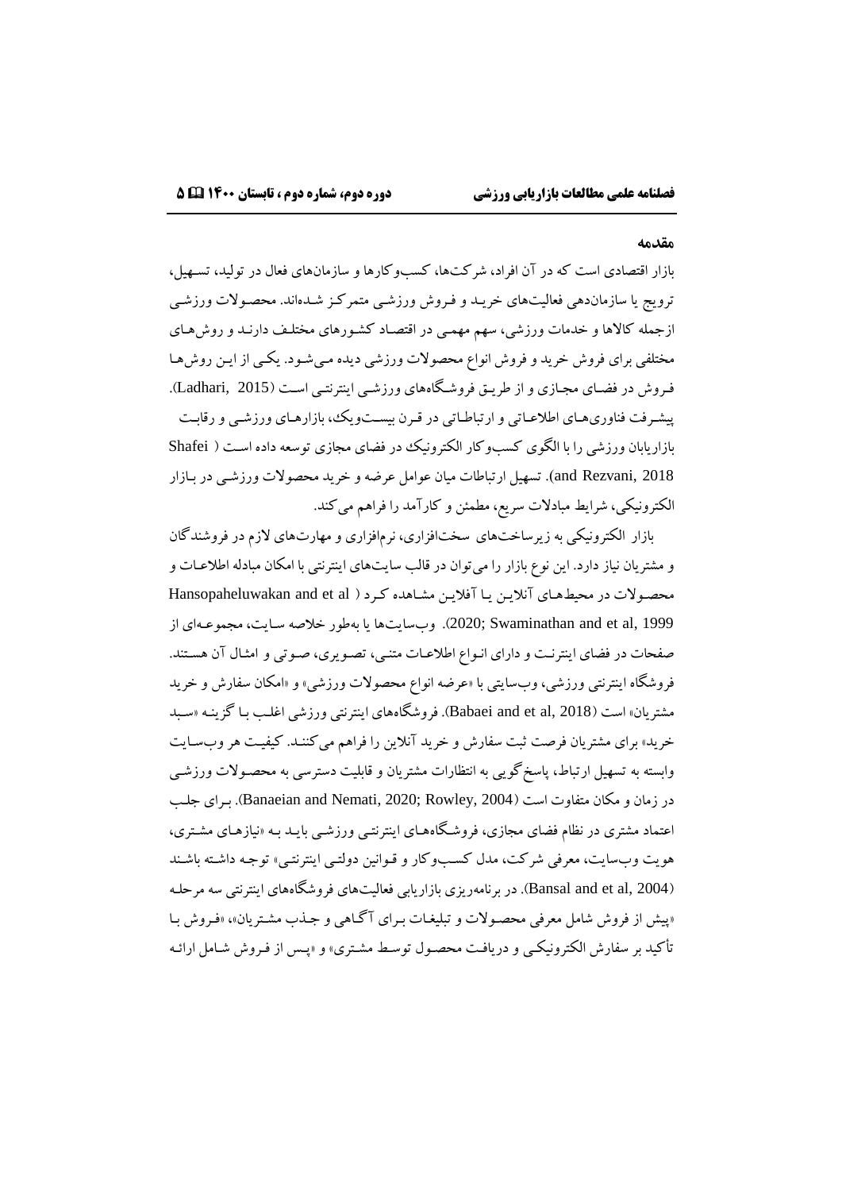## مقدمه

بازار اقتصادی است که در آن افراد، شرکت‌ها، کسب‌وکارها و سازمان‌های فعال در تولید، تسهیل، ترویج یا سازماندهی فعالیت‌های خرید و فروش ورزشی متمرکز شده‌اند. محصولات ورزشی ازجمله کالاها و خدمات ورزشی، سهم مهمی در اقتصاد کشورهای مختلف دارند و روش‌های مختلفی برای فروش خرید و فروش انواع محصولات ورزشی دیده می‌شود. یکی از این روش‌ها فروش در فضای مجازی و از طریق فروشگاه‌های ورزشی اینترنتی است (Ladhari, 2015). پیشرفت فناوری‌های اطلاعاتی و ارتباطاتی در قرن بیست‌ویک، بازارهای ورزشی و رقابت بازاریابان ورزشی را با الگوی کسب‌وکار الکترونیک در فضای مجازی توسعه داده است (Shafei and Rezvani, 2018). تسهیل ارتباطات میان عوامل عرضه و خرید محصولات ورزشی در بازار الکترونیکی، شرایط مبادلات سریع، مطمئن و کارآمد را فراهم می‌کند.

بازار الکترونیکی به زیرساخت‌های سخت‌افزاری، نرم‌افزاری و مهارت‌های لازم در فروشندگان و مشتریان نیاز دارد. این نوع بازار را می‌توان در قالب سایت‌های اینترنتی با امکان مبادله اطلاعات و محصولات در محیط‌های آنلاین یا آفلاین مشاهده کرد (Hansopaheluwakan and et al 2020; Swaminathan and et al, 1999). وب‌سایت‌ها یا به‌طور خلاصه سایت، مجموعه‌ای از صفحات در فضای اینترنت و دارای انواع اطلاعات متنی، تصویری، صوتی و امثال آن هستند. فروشگاه اینترنتی ورزشی، وب‌سایتی با «عرضه انواع محصولات ورزشی» و «امکان سفارش و خرید مشتریان» است (Babaei and et al, 2018). فروشگاه‌های اینترنتی ورزشی اغلب با گزینه «سبد خرید» برای مشتریان فرصت ثبت سفارش و خرید آنلاین را فراهم می‌کنند. کیفیت هر وب‌سایت وابسته به تسهیل ارتباط، پاسخ‌گویی به انتظارات مشتریان و قابلیت دسترسی به محصولات ورزشی در زمان و مکان متفاوت است (Banaeian and Nemati, 2020; Rowley, 2004). برای جلب اعتماد مشتری در نظام فضای مجازی، فروشگاه‌های اینترنتی ورزشی باید به «نیازهای مشتری، هویت وب‌سایت، معرفی شرکت، مدل کسب‌وکار و قوانین دولتی اینترنتی» توجه داشته باشند (Bansal and et al, 2004). در برنامه‌ریزی بازاریابی فعالیت‌های فروشگاه‌های اینترنتی سه مرحله «پیش از فروش شامل معرفی محصولات و تبلیغات برای آگاهی و جذب مشتریان»، «فروش با تأکید بر سفارش الکترونیکی و دریافت محصول توسط مشتری» و «پس از فروش شامل ارائه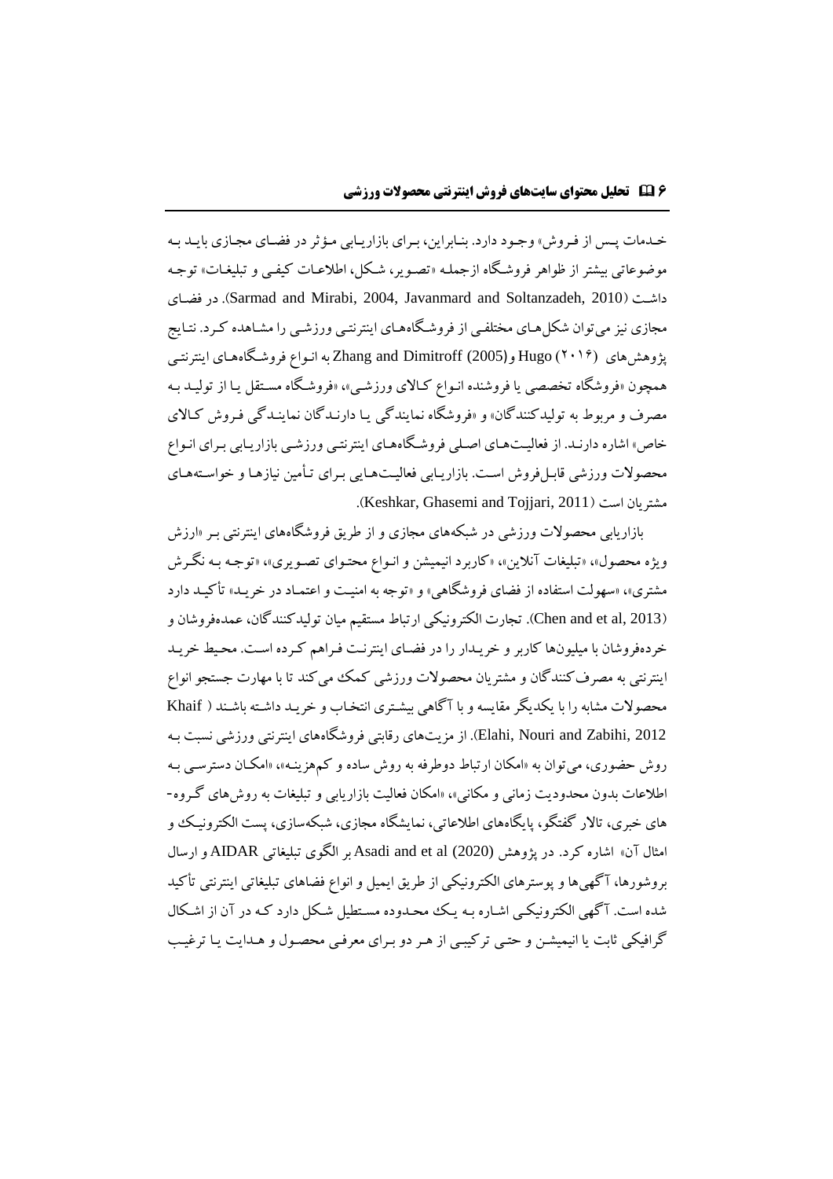خدمات پس از فروش» وجود دارد. بنابراین، برای بازاریابی مؤثر در فضای مجازی باید به موضوعاتی بیشتر از ظواهر فروشگاه ازجمله «تصویر، شکل، اطلاعات کیفی و تبلیغات» توجه داشت (Sarmad and Mirabi, 2004, Javanmard and Soltanzadeh, 2010). در فضای مجازی نیز می‌توان شکل‌های مختلفی از فروشگاه‌های اینترنتی ورزشی را مشاهده کرد. نتایج پژوهش‌های Hugo (۲۰۱۶) و Zhang and Dimitroff (2005) به انواع فروشگاه‌های اینترنتی همچون «فروشگاه تخصصی یا فروشنده انواع کالای ورزشی»، «فروشگاه مستقل یا از تولید به مصرف و مربوط به تولیدکنندگان» و «فروشگاه نمایندگی یا دارندگان نمایندگی فروش کالای خاص» اشاره دارند. از فعالیت‌های اصلی فروشگاه‌های اینترنتی ورزشی بازاریابی برای انواع محصولات ورزشی قابل‌فروش است. بازاریابی فعالیت‌هایی برای تأمین نیازها و خواسته‌های مشتریان است (Keshkar, Ghasemi and Tojjari, 2011).

بازاریابی محصولات ورزشی در شبکه‌های مجازی و از طریق فروشگاه‌های اینترنتی بر «ارزش ویژه محصول»، «تبلیغات آنلاین»، «کاربرد انیمیشن و انواع محتوای تصویری»، «توجه به نگرش مشتری»، «سهولت استفاده از فضای فروشگاهی» و «توجه به امنیت و اعتماد در خرید» تأکید دارد (Chen and et al, 2013). تجارت الکترونیکی ارتباط مستقیم میان تولیدکنندگان، عمده‌فروشان و خرده‌فروشان با میلیون‌ها کاربر و خریدار را در فضای اینترنت فراهم کرده است. محیط خرید اینترنتی به مصرف‌کنندگان و مشتریان محصولات ورزشی کمک می‌کند تا با مهارت جستجو انواع محصولات مشابه را با یکدیگر مقایسه و با آگاهی بیشتری انتخاب و خرید داشته باشند (Khaif Elahi, Nouri and Zabihi, 2012). از مزیت‌های رقابتی فروشگاه‌های اینترنتی ورزشی نسبت به روش حضوری، می‌توان به «امکان ارتباط دوطرفه به روش ساده و کم‌هزینه»، «امکان دسترسی به اطلاعات بدون محدودیت زمانی و مکانی»، «امکان فعالیت بازاریابی و تبلیغات به روش‌های گروه‌های خبری، تالار گفتگو، پایگاه‌های اطلاعاتی، نمایشگاه مجازی، شبکه‌سازی، پست الکترونیک و امثال آن» اشاره کرد. در پژوهش Asadi and et al (2020) بر الگوی تبلیغاتی AIDAR و ارسال بروشورها، آگهی‌ها و پوسترهای الکترونیکی از طریق ایمیل و انواع فضاهای تبلیغاتی اینترنتی تأکید شده است. آگهی الکترونیکی اشاره به یک محدوده مستطیل شکل دارد که در آن از اشکال گرافیکی ثابت یا انیمیشن و حتی ترکیبی از هر دو برای معرفی محصول و هدایت یا ترغیب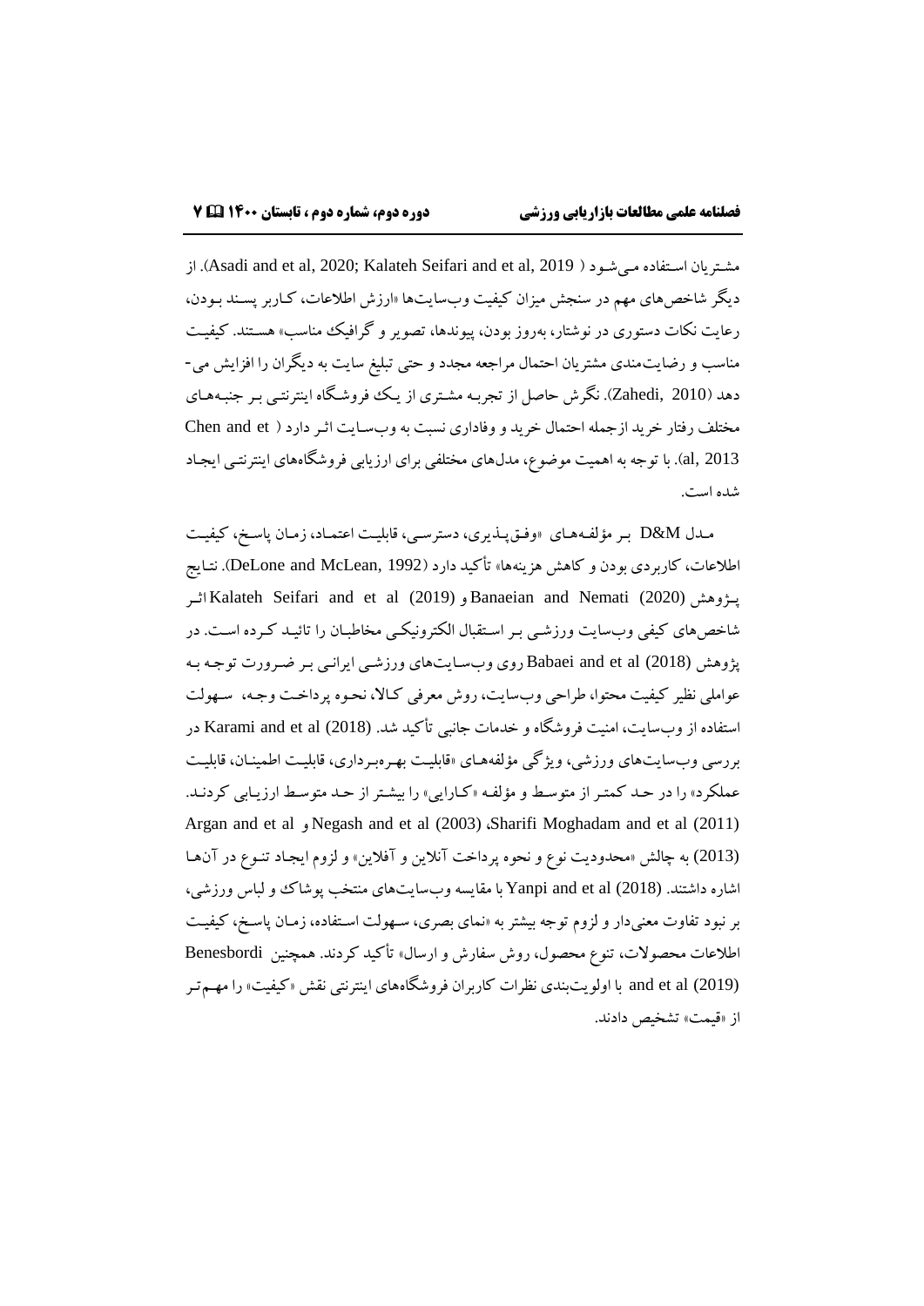مشتریان استفاده می‌شود (Asadi and et al, 2020; Kalateh Seifari and et al, 2019 ). از دیگر شاخص‌های مهم در سنجش میزان کیفیت وب‌سایت‌ها «ارزش اطلاعات، کاربر پسند بودن، رعایت نکات دستوری در نوشتار، به‌روز بودن، پیوندها، تصویر و گرافیک مناسب» هستند. کیفیت مناسب و رضایت‌مندی مشتریان احتمال مراجعه مجدد و حتی تبلیغ سایت به دیگران را افزایش می-دهد (Zahedi, 2010). نگرش حاصل از تجربه مشتری از یک فروشگاه اینترنتی بر جنبه‌های مختلف رفتار خرید ازجمله احتمال خرید و وفاداری نسبت به وب‌سایت اثر دارد ( Chen and et al, 2013). با توجه به اهمیت موضوع، مدل‌های مختلفی برای ارزیابی فروشگاه‌های اینترنتی ایجاد شده است.

مدل D&M بر مؤلفه‌های «وفق‌پذیری، دسترسی، قابلیت اعتماد، زمان پاسخ، کیفیت اطلاعات، کاربردی بودن و کاهش هزینه‌ها» تأکید دارد (DeLone and McLean, 1992). نتایج پژوهش Kalateh Seifari and et al (2019) و Banaeian and Nemati (2020) اثر شاخص‌های کیفی وب‌سایت ورزشی بر استقبال الکترونیکی مخاطبان را تائید کرده است. در پژوهش Babaei and et al (2018) روی وب‌سایت‌های ورزشی ایرانی بر ضرورت توجه به عواملی نظیر کیفیت محتوا، طراحی وب‌سایت، روش معرفی کالا، نحوه پرداخت وجه، سهولت استفاده از وب‌سایت، امنیت فروشگاه و خدمات جانبی تأکید شد. Karami and et al (2018) در بررسی وب‌سایت‌های ورزشی، ویژگی مؤلفه‌های «قابلیت بهره‌برداری، قابلیت اطمینان، قابلیت عملکرد» را در حد کمتر از متوسط و مؤلفه «کارایی» را بیشتر از حد متوسط ارزیابی کردند. Sharifi Moghadam and et al (2011)، Negash and et al (2003) و Argan and et al (2013) به چالش «محدودیت نوع و نحوه پرداخت آنلاین و آفلاین» و لزوم ایجاد تنوع در آن‌ها اشاره داشتند. Yanpi and et al (2018) با مقایسه وب‌سایت‌های منتخب پوشاک و لباس ورزشی، بر نبود تفاوت معنی‌دار و لزوم توجه بیشتر به «نمای بصری، سهولت استفاده، زمان پاسخ، کیفیت اطلاعات محصولات، تنوع محصول، روش سفارش و ارسال» تأکید کردند. همچنین Benesbordi and et al (2019) با اولویت‌بندی نظرات کاربران فروشگاه‌های اینترنتی نقش «کیفیت» را مهم‌تر از «قیمت» تشخیص دادند.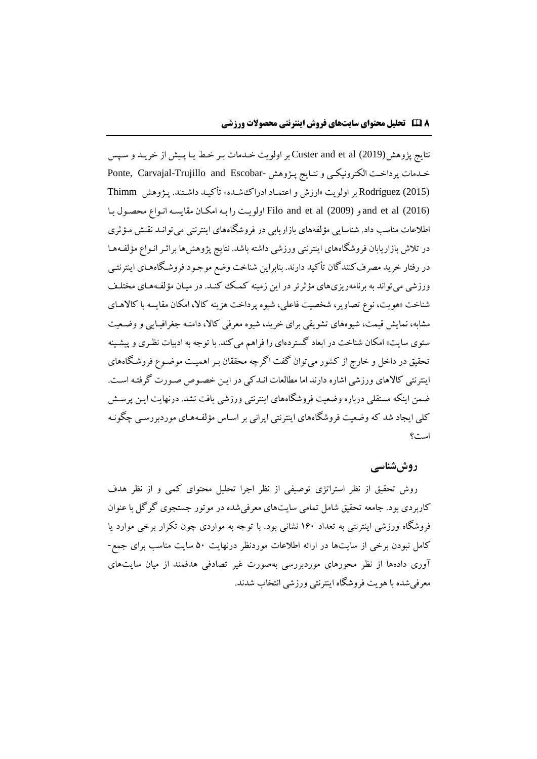نتایج پژوهش(2019) Custer and et al بر اولویت خدمات بر خط یا پیش از خرید و سپس خدمات پرداخت الکترونیکی و نتایج پژوهش -Ponte, Carvajal-Trujillo and Escobar Rodríguez (2015) بر اولویت «ارزش و اعتماد ادراک‌شده» تأکید داشتند. پژوهش Thimm and et al (2016) و Filo and et al (2009) اولویت را به امکان مقایسه انواع محصول با اطلاعات مناسب داد. شناسایی مؤلفه‌های بازاریابی در فروشگاه‌های اینترنتی می‌تواند نقش مؤثری در تلاش بازاریابان فروشگاه‌های اینترنتی ورزشی داشته باشد. نتایج پژوهش‌ها براثر انواع مؤلفه‌ها در رفتار خرید مصرف‌کنندگان تأکید دارند. بنابراین شناخت وضع موجود فروشگاه‌های اینترنتی ورزشی می‌تواند به برنامه‌ریزی‌های مؤثرتر در این زمینه کمک کند. در میان مؤلفه‌های مختلف شناخت «هویت، نوع تصاویر، شخصیت فاعلی، شیوه پرداخت هزینه کالا، امکان مقایسه با کالاهای مشابه، نمایش قیمت، شیوه‌های تشویقی برای خرید، شیوه معرفی کالا، دامنه جغرافیایی و وضعیت سئوی سایت» امکان شناخت در ابعاد گسترده‌ای را فراهم می‌کند. با توجه به ادبیات نظری و پیشینه تحقیق در داخل و خارج از کشور می‌توان گفت اگرچه محققان بر اهمیت موضوع فروشگاه‌های اینترنتی کالاهای ورزشی اشاره دارند اما مطالعات اندکی در این خصوص صورت گرفته است. ضمن اینکه مستقلی درباره وضعیت فروشگاه‌های اینترنتی ورزشی یافت نشد. درنهایت این پرسش کلی ایجاد شد که وضعیت فروشگاه‌های اینترنتی ایرانی بر اساس مؤلفه‌های موردبررسی چگونه است؟

## روش‌شناسی

روش تحقیق از نظر استراتژی توصیفی از نظر اجرا تحلیل محتوای کمی و از نظر هدف کاربردی بود. جامعه تحقیق شامل تمامی سایت‌های معرفی‌شده در موتور جستجوی گوگل با عنوان فروشگاه ورزشی اینترنتی به تعداد ۱۶۰ نشانی بود. با توجه به مواردی چون تکرار برخی موارد یا کامل نبودن برخی از سایت‌ها در ارائه اطلاعات موردنظر درنهایت ۵۰ سایت مناسب برای جمع‌آوری داده‌ها از نظر محورهای موردبررسی به‌صورت غیر تصادفی هدفمند از میان سایت‌های معرفی‌شده با هویت فروشگاه اینترنتی ورزشی انتخاب شدند.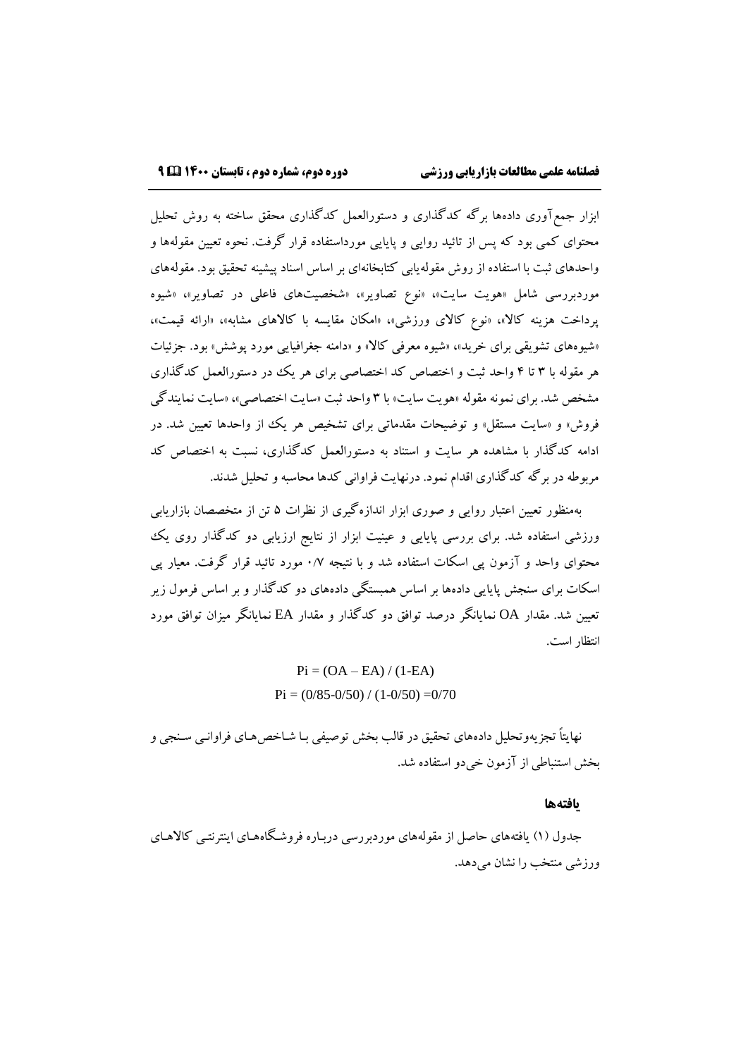ابزار جمع‌آوری داده‌ها برگه کدگذاری و دستورالعمل کدگذاری محقق ساخته به روش تحلیل محتوای کمی بود که پس از تائید روایی و پایایی مورداستفاده قرار گرفت. نحوه تعیین مقوله‌ها و واحدهای ثبت با استفاده از روش مقوله‌یابی کتابخانه‌ای بر اساس اسناد پیشینه تحقیق بود. مقوله‌های موردبررسی شامل «هویت سایت»، «نوع تصاویر»، «شخصیت‌های فاعلی در تصاویر»، «شیوه پرداخت هزینه کالا»، «نوع کالای ورزشی»، «امکان مقایسه با کالاهای مشابه»، «ارائه قیمت»، «شیوه‌های تشویقی برای خرید»، «شیوه معرفی کالا» و «دامنه جغرافیایی مورد پوشش» بود. جزئیات هر مقوله با ۳ تا ۴ واحد ثبت و اختصاص کد اختصاصی برای هر یک در دستورالعمل کدگذاری مشخص شد. برای نمونه مقوله «هویت سایت» با ۳ واحد ثبت «سایت اختصاصی»، «سایت نمایندگی فروش» و «سایت مستقل» و توضیحات مقدماتی برای تشخیص هر یک از واحدها تعیین شد. در ادامه کدگذار با مشاهده هر سایت و استناد به دستورالعمل کدگذاری، نسبت به اختصاص کد مربوطه در برگه کدگذاری اقدام نمود. درنهایت فراوانی کدها محاسبه و تحلیل شدند.

به‌منظور تعیین اعتبار روایی و صوری ابزار اندازه‌گیری از نظرات ۵ تن از متخصصان بازاریابی ورزشی استفاده شد. برای بررسی پایایی و عینیت ابزار از نتایج ارزیابی دو کدگذار روی یک محتوای واحد و آزمون پی اسکات استفاده شد و با نتیجه ۰/۷ مورد تائید قرار گرفت. معیار پی اسکات برای سنجش پایایی داده‌ها بر اساس همبستگی داده‌های دو کدگذار و بر اساس فرمول زیر تعیین شد. مقدار OA نمایانگر درصد توافق دو کدگذار و مقدار EA نمایانگر میزان توافق مورد انتظار است.

$$Pi = (OA - EA) / (1-EA)$$

$$Pi = (0/85-0/50) / (1-0/50) = 0/70$$

نهایتاً تجزیه‌وتحلیل داده‌های تحقیق در قالب بخش توصیفی با شاخص‌های فراوانی سنجی و بخش استنباطی از آزمون خی‌دو استفاده شد.

## یافته‌ها

جدول (۱) یافته‌های حاصل از مقوله‌های موردبررسی درباره فروشگاه‌های اینترنتی کالاهای ورزشی منتخب را نشان می‌دهد.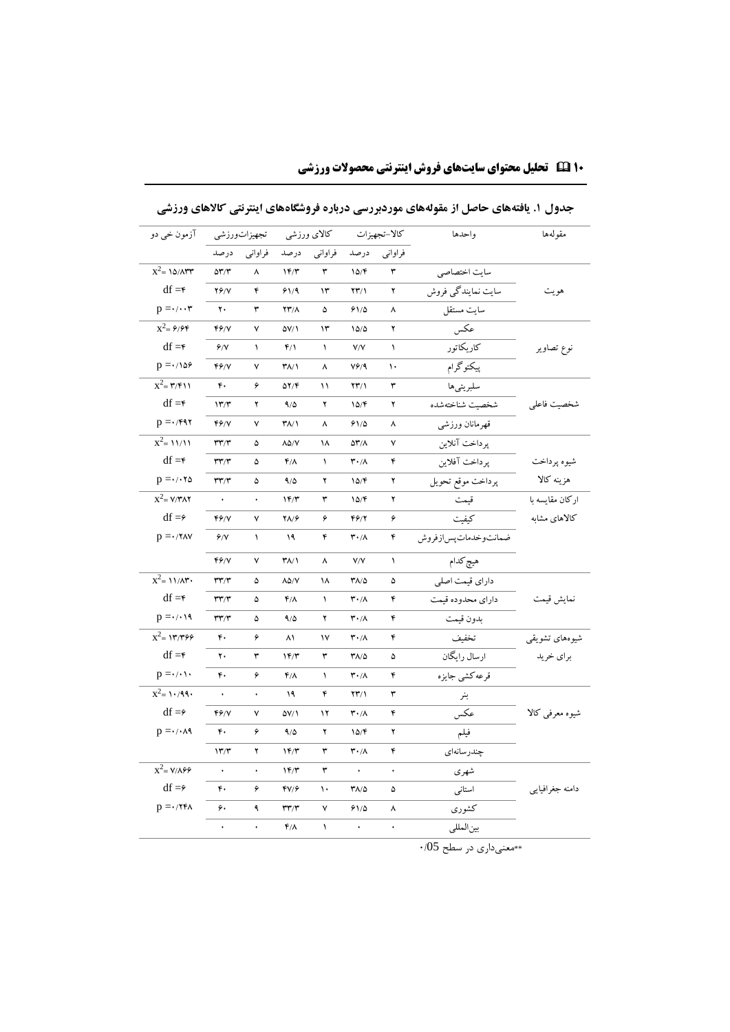**جدول ۱. یافته‌های حاصل از مقوله‌های موردبررسی درباره فروشگاه‌های اینترنتی کالاهای ورزشی**

| مقوله‌ها | واحدها | کالا-تجهیزات | | کالای ورزشی | | تجهیزات‌ورزشی | | آزمون خی دو |
|---|---|---|---|---|---|---|---|---|
| | | فراوانی | درصد | فراوانی | درصد | فراوانی | درصد | |
| هویت | سایت اختصاصی | ۳ | ۱۵/۴ | ۳ | ۱۴/۳ | ۸ | ۵۳/۳ | $x^2 = ۱۵/۸۳۳$ |
| | سایت نمایندگی فروش | ۲ | ۲۳/۱ | ۱۳ | ۶۱/۹ | ۴ | ۲۶/۷ | $df = ۴$ |
| | سایت مستقل | ۸ | ۶۱/۵ | ۵ | ۲۳/۸ | ۳ | ۲۰ | $p = ۰/۰۰۳$ |
| نوع تصاویر | عکس | ۲ | ۱۵/۵ | ۱۳ | ۵۷/۱ | ۷ | ۴۶/۷ | $x^2 = ۶/۶۴$ |
| | کاریکاتور | ۱ | ۷/۷ | ۱ | ۴/۱ | ۱ | ۶/۷ | $df = ۴$ |
| | پیکتوگرام | ۱۰ | ۷۶/۹ | ۸ | ۳۸/۱ | ۷ | ۴۶/۷ | $p = ۰/۱۵۶$ |
| شخصیت فاعلی | سلبریتی‌ها | ۳ | ۲۳/۱ | ۱۱ | ۵۲/۴ | ۶ | ۴۰ | $x^2 = ۳/۴۱۱$ |
| | شخصیت شناخته‌شده | ۲ | ۱۵/۴ | ۲ | ۹/۵ | ۲ | ۱۳/۳ | $df = ۴$ |
| | قهرمانان ورزشی | ۸ | ۶۱/۵ | ۸ | ۳۸/۱ | ۷ | ۴۶/۷ | $p = ۰/۴۹۲$ |
| شیوه پرداخت هزینه کالا | پرداخت آنلاین | ۷ | ۵۳/۸ | ۱۸ | ۸۵/۷ | ۵ | ۳۳/۳ | $x^2 = ۱۱/۱۱$ |
| | پرداخت آفلاین | ۴ | ۳۰/۸ | ۱ | ۴/۸ | ۵ | ۳۳/۳ | $df = ۴$ |
| | پرداخت موقع تحویل | ۲ | ۱۵/۴ | ۲ | ۹/۵ | ۵ | ۳۳/۳ | $p = ۰/۰۲۵$ |
| ارکان مقایسه با کالاهای مشابه | قیمت | ۲ | ۱۵/۴ | ۳ | ۱۴/۳ | ۰ | ۰ | $x^2 = ۷/۳۸۲$ |
| | کیفیت | ۶ | ۴۶/۲ | ۶ | ۲۸/۶ | ۷ | ۴۶/۷ | $df = ۶$ |
| | ضمانت‌وخدمات‌پس‌ازفروش | ۴ | ۳۰/۸ | ۴ | ۱۹ | ۱ | ۶/۷ | $p = ۰/۲۸۷$ |
| | هیچ‌کدام | ۱ | ۷/۷ | ۸ | ۳۸/۱ | ۷ | ۴۶/۷ | |
| نمایش قیمت | دارای قیمت اصلی | ۵ | ۳۸/۵ | ۱۸ | ۸۵/۷ | ۵ | ۳۳/۳ | $x^2 = ۱۱/۸۳۰$ |
| | دارای محدوده قیمت | ۴ | ۳۰/۸ | ۱ | ۴/۸ | ۵ | ۳۳/۳ | $df = ۴$ |
| | بدون قیمت | ۴ | ۳۰/۸ | ۲ | ۹/۵ | ۵ | ۳۳/۳ | $p = ۰/۰۱۹$ |
| شیوه‌های تشویقی برای خرید | تخفیف | ۴ | ۳۰/۸ | ۱۷ | ۸۱ | ۶ | ۴۰ | $x^2 = ۱۳/۳۶۶$ |
| | ارسال رایگان | ۵ | ۳۸/۵ | ۳ | ۱۴/۳ | ۳ | ۲۰ | $df = ۴$ |
| | قرعه‌کشی جایزه | ۴ | ۳۰/۸ | ۱ | ۴/۸ | ۶ | ۴۰ | $p = ۰/۰۱۰$ |
| شیوه معرفی کالا | بنر | ۳ | ۲۳/۱ | ۴ | ۱۹ | ۰ | ۰ | $x^2 = ۱۰/۹۹۰$ |
| | عکس | ۴ | ۳۰/۸ | ۱۲ | ۵۷/۱ | ۷ | ۴۶/۷ | $df = ۶$ |
| | فیلم | ۲ | ۱۵/۴ | ۲ | ۹/۵ | ۶ | ۴۰ | $p = ۰/۰۸۹$ |
| | چندرسانه‌ای | ۴ | ۳۰/۸ | ۳ | ۱۴/۳ | ۲ | ۱۳/۳ | |
| دامنه جغرافیایی | شهری | ۰ | ۰ | ۳ | ۱۴/۳ | ۰ | ۰ | $x^2 = ۷/۸۶۶$ |
| | استانی | ۵ | ۳۸/۵ | ۱۰ | ۴۷/۶ | ۶ | ۴۰ | $df = ۶$ |
| | کشوری | ۸ | ۶۱/۵ | ۷ | ۳۳/۳ | ۹ | ۶۰ | $p = ۰/۲۴۸$ |
| | بین‌المللی | ۰ | ۰ | ۱ | ۴/۸ | ۰ | ۰ | |

**معنی‌داری در سطح ۰/05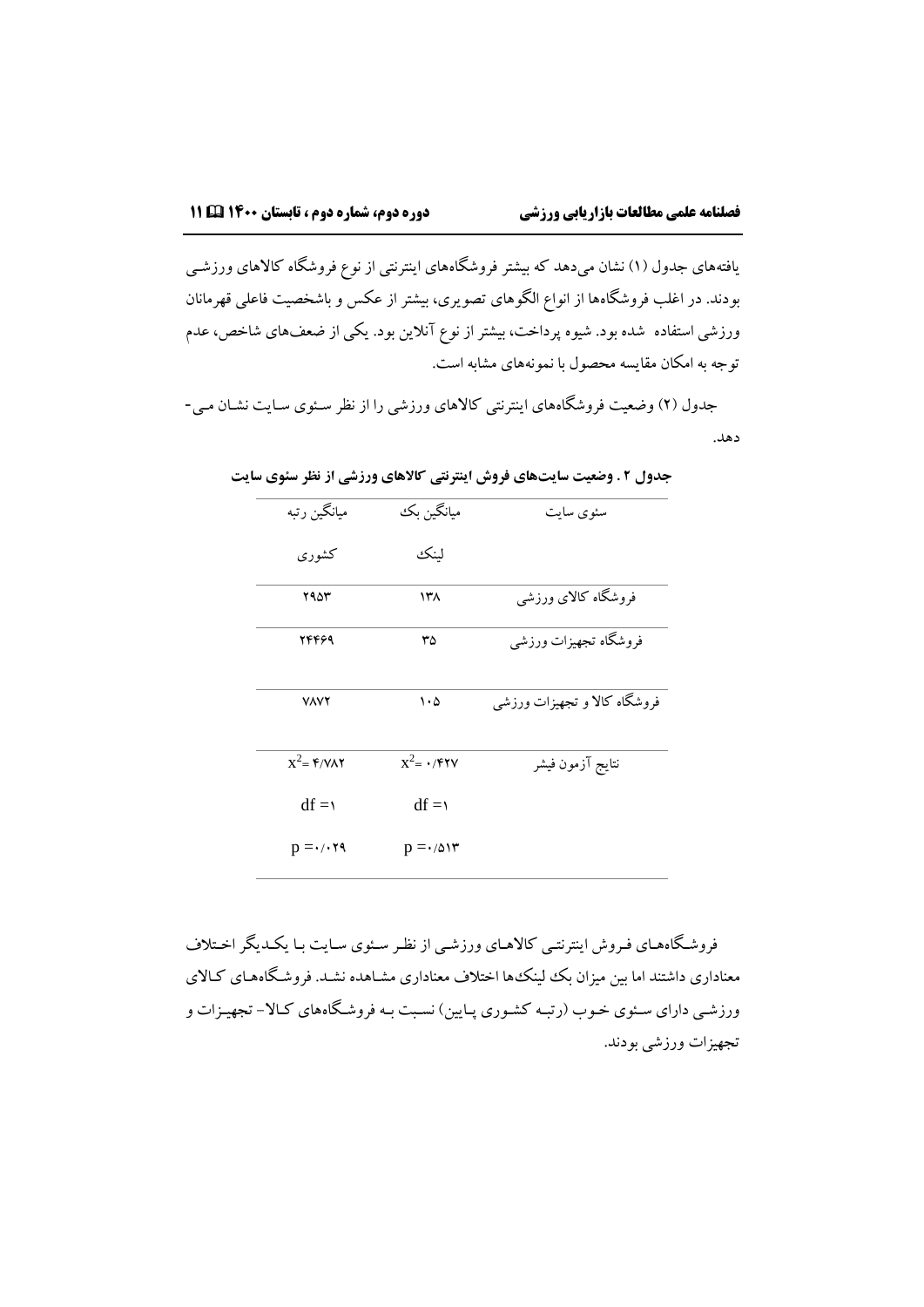یافته‌های جدول (۱) نشان می‌دهد که بیشتر فروشگاه‌های اینترنتی از نوع فروشگاه کالاهای ورزشی بودند. در اغلب فروشگاه‌ها از انواع الگوهای تصویری، بیشتر از عکس و باشخصیت فاعلی قهرمانان ورزشی استفاده شده بود. شیوه پرداخت، بیشتر از نوع آنلاین بود. یکی از ضعف‌های شاخص، عدم توجه به امکان مقایسه محصول با نمونه‌های مشابه است.

جدول (۲) وضعیت فروشگاه‌های اینترنتی کالاهای ورزشی را از نظر سئوی سایت نشان می‌دهد.

**جدول ۲ . وضعیت سایت‌های فروش اینترنتی کالاهای ورزشی از نظر سئوی سایت**

| سئوی سایت | میانگین بک لینک | میانگین رتبه کشوری |
|---|---|---|
| فروشگاه کالای ورزشی | ۱۳۸ | ۲۹۵۳ |
| فروشگاه تجهیزات ورزشی | ۳۵ | ۲۴۴۶۹ |
| فروشگاه کالا و تجهیزات ورزشی | ۱۰۵ | ۷۸۷۲ |
| نتایج آزمون فیشر | $x^2$= ۰/۴۲۷<br>df =۱<br>p =۰/۵۱۳ | $x^2$= ۴/۷۸۲<br>df =۱<br>p =۰/۰۲۹ |

فروشگاه‌های فروش اینترنتی کالاهای ورزشی از نظر سئوی سایت با یکدیگر اختلاف معناداری داشتند اما بین میزان بک لینک‌ها اختلاف معناداری مشاهده نشد. فروشگاه‌های کالای ورزشی دارای سئوی خوب (رتبه کشوری پایین) نسبت به فروشگاه‌های کالا- تجهیزات و تجهیزات ورزشی بودند.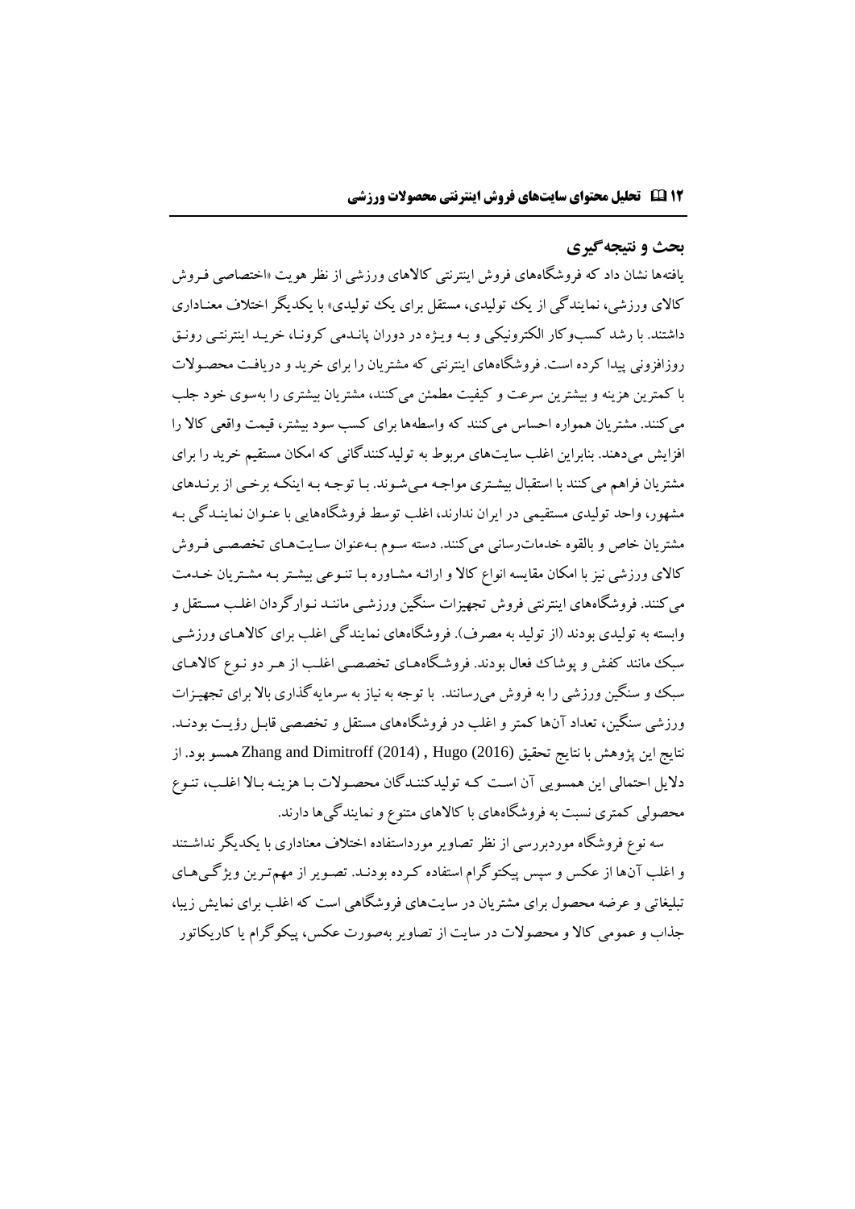## بحث و نتیجه‌گیری

یافته‌ها نشان داد که فروشگاه‌های فروش اینترنتی کالاهای ورزشی از نظر هویت «اختصاصی فروش کالای ورزشی، نمایندگی از یک تولیدی، مستقل برای یک تولیدی» با یکدیگر اختلاف معناداری داشتند. با رشد کسب‌وکار الکترونیکی و به ویژه در دوران پاندمی کرونا، خرید اینترنتی رونق روزافزونی پیدا کرده است. فروشگاه‌های اینترنتی که مشتریان را برای خرید و دریافت محصولات با کمترین هزینه و بیشترین سرعت و کیفیت مطمئن می‌کنند، مشتریان بیشتری را به‌سوی خود جلب می‌کنند. مشتریان همواره احساس می‌کنند که واسطه‌ها برای کسب سود بیشتر، قیمت واقعی کالا را افزایش می‌دهند. بنابراین اغلب سایت‌های مربوط به تولیدکنندگانی که امکان مستقیم خرید را برای مشتریان فراهم می‌کنند با استقبال بیشتری مواجه می‌شوند. با توجه به اینکه برخی از برندهای مشهور، واحد تولیدی مستقیمی در ایران ندارند، اغلب توسط فروشگاه‌هایی با عنوان نمایندگی به مشتریان خاص و بالقوه خدمات‌رسانی می‌کنند. دسته سوم به‌عنوان سایت‌های تخصصی فروش کالای ورزشی نیز با امکان مقایسه انواع کالا و ارائه مشاوره با تنوعی بیشتر به مشتریان خدمت می‌کنند. فروشگاه‌های اینترنتی فروش تجهیزات سنگین ورزشی مانند نوارگردان اغلب مستقل و وابسته به تولیدی بودند (از تولید به مصرف). فروشگاه‌های نمایندگی اغلب برای کالاهای ورزشی سبک مانند کفش و پوشاک فعال بودند. فروشگاه‌های تخصصی اغلب از هر دو نوع کالاهای سبک و سنگین ورزشی را به فروش می‌رسانند. با توجه به نیاز به سرمایه‌گذاری بالا برای تجهیزات ورزشی سنگین، تعداد آن‌ها کمتر و اغلب در فروشگاه‌های مستقل و تخصصی قابل رؤیت بودند. نتایج این پژوهش با نتایج تحقیق Hugo (2016) , Zhang and Dimitroff (2014) همسو بود. از دلایل احتمالی این همسویی آن است که تولیدکنندگان محصولات با هزینه بالا اغلب، تنوع محصولی کمتری نسبت به فروشگاه‌های با کالاهای متنوع و نمایندگی‌ها دارند.

سه نوع فروشگاه موردبررسی از نظر تصاویر مورداستفاده اختلاف معناداری با یکدیگر نداشتند و اغلب آن‌ها از عکس و سپس پیکتوگرام استفاده کرده بودند. تصویر از مهم‌ترین ویژگی‌های تبلیغاتی و عرضه محصول برای مشتریان در سایت‌های فروشگاهی است که اغلب برای نمایش زیبا، جذاب و عمومی کالا و محصولات در سایت از تصاویر به‌صورت عکس، پیکوگرام یا کاریکاتور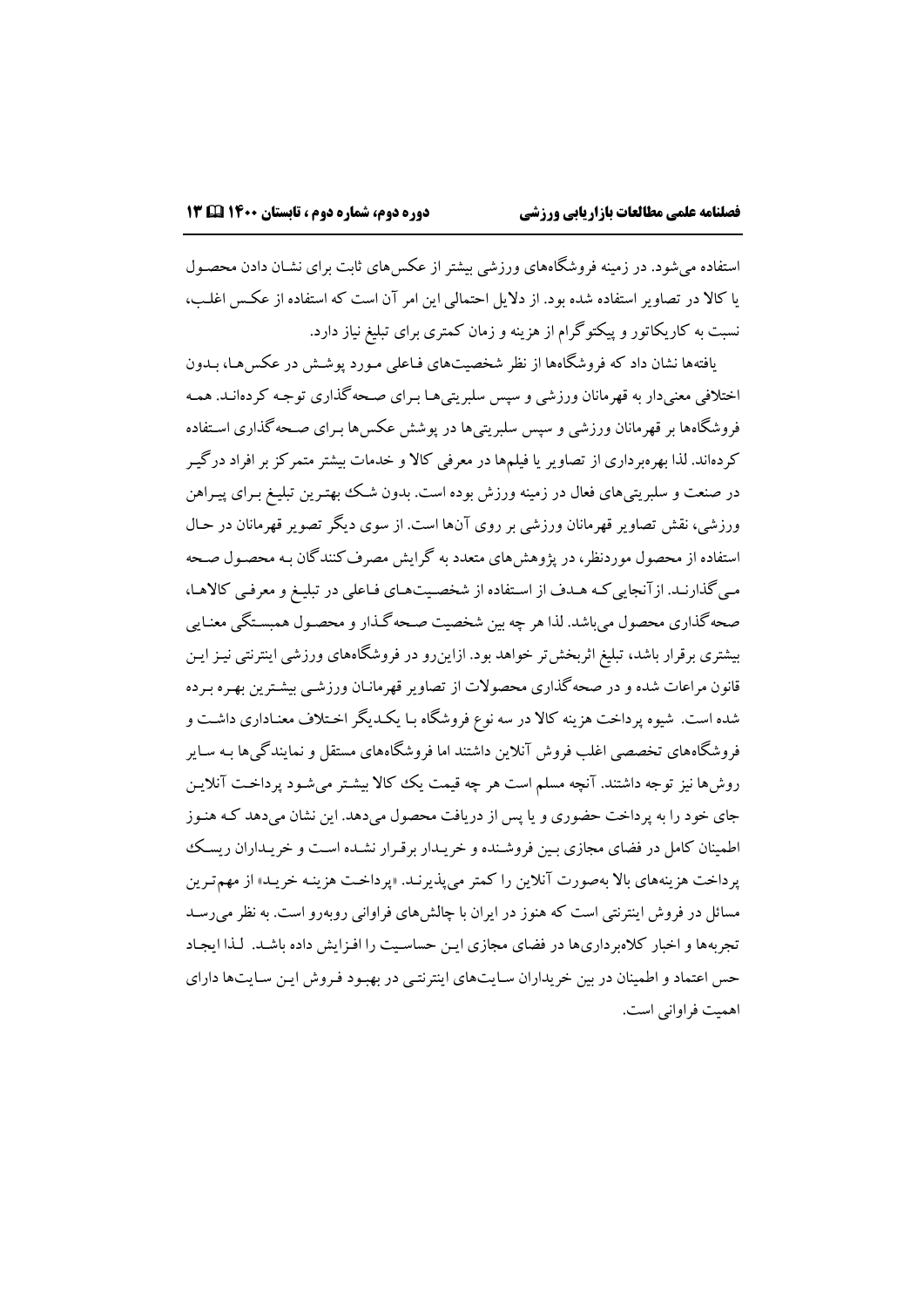استفاده می‌شود. در زمینه فروشگاه‌های ورزشی بیشتر از عکس‌های ثابت برای نشان دادن محصول یا کالا در تصاویر استفاده شده بود. از دلایل احتمالی این امر آن است که استفاده از عکس اغلب، نسبت به کاریکاتور و پیکتوگرام از هزینه و زمان کمتری برای تبلیغ نیاز دارد.

یافته‌ها نشان داد که فروشگاه‌ها از نظر شخصیت‌های فاعلی مورد پوشش در عکس‌ها، بدون اختلافی معنی‌دار به قهرمانان ورزشی و سپس سلبریتی‌ها برای صحه‌گذاری توجه کرده‌اند. همه فروشگاه‌ها بر قهرمانان ورزشی و سپس سلبریتی‌ها در پوشش عکس‌ها برای صحه‌گذاری استفاده کرده‌اند. لذا بهره‌برداری از تصاویر یا فیلم‌ها در معرفی کالا و خدمات بیشتر متمرکز بر افراد درگیر در صنعت و سلبریتی‌های فعال در زمینه ورزش بوده است. بدون شک بهترین تبلیغ برای پیراهن ورزشی، نقش تصاویر قهرمانان ورزشی بر روی آن‌ها است. از سوی دیگر تصویر قهرمانان در حال استفاده از محصول موردنظر، در پژوهش‌های متعدد به گرایش مصرف‌کنندگان به محصول صحه می‌گذارند. ازآنجایی‌که هدف از استفاده از شخصیت‌های فاعلی در تبلیغ و معرفی کالاها، صحه‌گذاری محصول می‌باشد. لذا هر چه بین شخصیت صحه‌گذار و محصول همبستگی معنایی بیشتری برقرار باشد، تبلیغ اثربخش‌تر خواهد بود. ازاین‌رو در فروشگاه‌های ورزشی اینترنتی نیز این قانون مراعات شده و در صحه‌گذاری محصولات از تصاویر قهرمانان ورزشی بیشترین بهره برده شده است. شیوه پرداخت هزینه کالا در سه نوع فروشگاه با یکدیگر اختلاف معناداری داشت و فروشگاه‌های تخصصی اغلب فروش آنلاین داشتند اما فروشگاه‌های مستقل و نمایندگی‌ها به سایر روش‌ها نیز توجه داشتند. آنچه مسلم است هر چه قیمت یک کالا بیشتر می‌شود پرداخت آنلاین جای خود را به پرداخت حضوری و یا پس از دریافت محصول می‌دهد. این نشان می‌دهد که هنوز اطمینان کامل در فضای مجازی بین فروشنده و خریدار برقرار نشده است و خریداران ریسک پرداخت هزینه‌های بالا به‌صورت آنلاین را کمتر می‌پذیرند. «پرداخت هزینه خرید» از مهم‌ترین مسائل در فروش اینترنتی است که هنوز در ایران با چالش‌های فراوانی روبه‌رو است. به نظر می‌رسد تجربه‌ها و اخبار کلاه‌برداری‌ها در فضای مجازی این حساسیت را افزایش داده باشد. لذا ایجاد حس اعتماد و اطمینان در بین خریداران سایت‌های اینترنتی در بهبود فروش این سایت‌ها دارای اهمیت فراوانی است.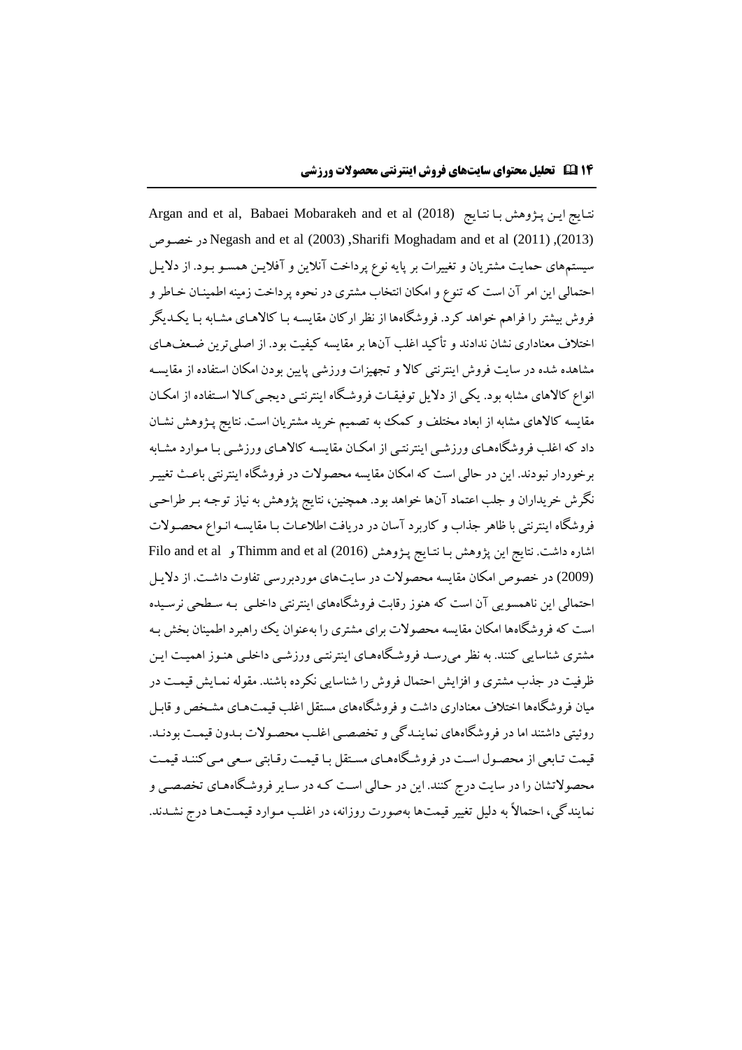نتایج این پژوهش با نتایج Argan and et al, Babaei Mobarakeh and et al (2018) (2013), (2011) Negash and et al (2003) ,Sharifi Moghadam and et al در خصوص سیستم‌های حمایت مشتریان و تغییرات بر پایه نوع پرداخت آنلاین و آفلاین همسو بود. از دلایل احتمالی این امر آن است که تنوع و امکان انتخاب مشتری در نحوه پرداخت زمینه اطمینان خاطر و فروش بیشتر را فراهم خواهد کرد. فروشگاه‌ها از نظر ارکان مقایسه با کالاهای مشابه با یکدیگر اختلاف معناداری نشان ندادند و تأکید اغلب آن‌ها بر مقایسه کیفیت بود. از اصلی‌ترین ضعف‌های مشاهده شده در سایت فروش اینترنتی کالا و تجهیزات ورزشی پایین بودن امکان استفاده از مقایسه انواع کالاهای مشابه بود. یکی از دلایل توفیقات فروشگاه اینترنتی دیجی‌کالا استفاده از امکان مقایسه کالاهای مشابه از ابعاد مختلف و کمک به تصمیم خرید مشتریان است. نتایج پژوهش نشان داد که اغلب فروشگاه‌های ورزشی اینترنتی از امکان مقایسه کالاهای ورزشی با موارد مشابه برخوردار نبودند. این در حالی است که امکان مقایسه محصولات در فروشگاه اینترنتی باعث تغییر نگرش خریداران و جلب اعتماد آن‌ها خواهد بود. همچنین، نتایج پژوهش به نیاز توجه بر طراحی فروشگاه اینترنتی با ظاهر جذاب و کاربرد آسان در دریافت اطلاعات با مقایسه انواع محصولات اشاره داشت. نتایج این پژوهش با نتایج پژوهش Thimm and et al (2016) و Filo and et al (2009) در خصوص امکان مقایسه محصولات در سایت‌های موردبررسی تفاوت داشت. از دلایل احتمالی این ناهمسویی آن است که هنوز رقابت فروشگاه‌های اینترنتی داخلی به سطحی نرسیده است که فروشگاه‌ها امکان مقایسه محصولات برای مشتری را به‌عنوان یک راهبرد اطمینان بخش به مشتری شناسایی کنند. به نظر می‌رسد فروشگاه‌های اینترنتی ورزشی داخلی هنوز اهمیت این ظرفیت در جذب مشتری و افزایش احتمال فروش را شناسایی نکرده باشند. مقوله نمایش قیمت در میان فروشگاه‌ها اختلاف معناداری داشت و فروشگاه‌های مستقل اغلب قیمت‌های مشخص و قابل روئیتی داشتند اما در فروشگاه‌های نمایندگی و تخصصی اغلب محصولات بدون قیمت بودند. قیمت تابعی از محصول است در فروشگاه‌های مستقل با قیمت رقابتی سعی می‌کنند قیمت محصولاتشان را در سایت درج کنند. این در حالی است که در سایر فروشگاه‌های تخصصی و نمایندگی، احتمالاً به دلیل تغییر قیمت‌ها به‌صورت روزانه، در اغلب موارد قیمت‌ها درج نشدند.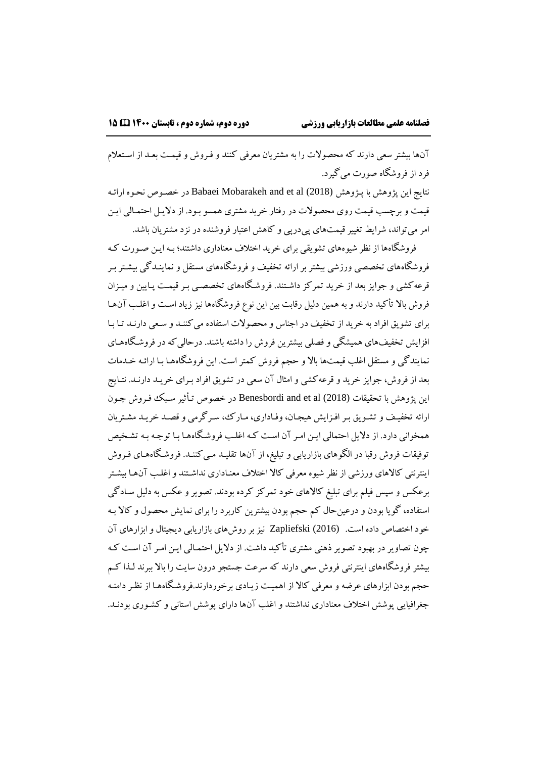آن‌ها بیشتر سعی دارند که محصولات را به مشتریان معرفی کنند و فروش و قیمت بعد از استعلام فرد از فروشگاه صورت می‌گیرد.

نتایج این پژوهش با پژوهش Babaei Mobarakeh and et al (2018) در خصوص نحوه ارائه قیمت و برچسب قیمت روی محصولات در رفتار خرید مشتری همسو بود. از دلایل احتمالی این امر می‌تواند، شرایط تغییر قیمت‌های پی‌درپی و کاهش اعتبار فروشنده در نزد مشتریان باشد.

فروشگاه‌ها از نظر شیوه‌های تشویقی برای خرید اختلاف معناداری داشتند؛ به این صورت که فروشگاه‌های تخصصی ورزشی بیشتر بر ارائه تخفیف و فروشگاه‌های مستقل و نمایندگی بیشتر بر قرعه‌کشی و جوایز بعد از خرید تمرکز داشتند. فروشگاه‌های تخصصی بر قیمت پایین و میزان فروش بالا تأکید دارند و به همین دلیل رقابت بین این نوع فروشگاه‌ها نیز زیاد است و اغلب آن‌ها برای تشویق افراد به خرید از تخفیف در اجناس و محصولات استفاده می‌کنند و سعی دارند تا با افزایش تخفیف‌های همیشگی و فصلی بیشترین فروش را داشته باشند. درحالی‌که در فروشگاه‌های نمایندگی و مستقل اغلب قیمت‌ها بالا و حجم فروش کمتر است. این فروشگاه‌ها با ارائه خدمات بعد از فروش، جوایز خرید و قرعه‌کشی و امثال آن سعی در تشویق افراد برای خرید دارند. نتایج این پژوهش با تحقیقات Benesbordi and et al (2018) در خصوص تأثیر سبک فروش چون ارائه تخفیف و تشویق بر افزایش هیجان، وفاداری، مارک، سرگرمی و قصد خرید مشتریان همخوانی دارد. از دلایل احتمالی این امر آن است که اغلب فروشگاه‌ها با توجه به تشخیص توفیقات فروش رقبا در الگوهای بازاریابی و تبلیغ، از آن‌ها تقلید می‌کنند. فروشگاه‌های فروش اینترنتی کالاهای ورزشی از نظر شیوه معرفی کالا اختلاف معناداری نداشتند و اغلب آن‌ها بیشتر برعکس و سپس فیلم برای تبلیغ کالاهای خود تمرکز کرده بودند. تصویر و عکس به دلیل سادگی استفاده، گویا بودن و درعین‌حال کم حجم بودن بیشترین کاربرد را برای نمایش محصول و کالا به خود اختصاص داده است. Zapliefski (2016) نیز بر روش‌های بازاریابی دیجیتال و ابزارهای آن چون تصاویر در بهبود تصویر ذهنی مشتری تأکید داشت. از دلایل احتمالی این امر آن است که بیشتر فروشگاه‌های اینترنتی فروش سعی دارند که سرعت جستجو درون سایت را بالا ببرند لذا کم حجم بودن ابزارهای عرضه و معرفی کالا از اهمیت زیادی برخوردارند.فروشگاه‌ها از نظر دامنه جغرافیایی پوشش اختلاف معناداری نداشتند و اغلب آن‌ها دارای پوشش استانی و کشوری بودند.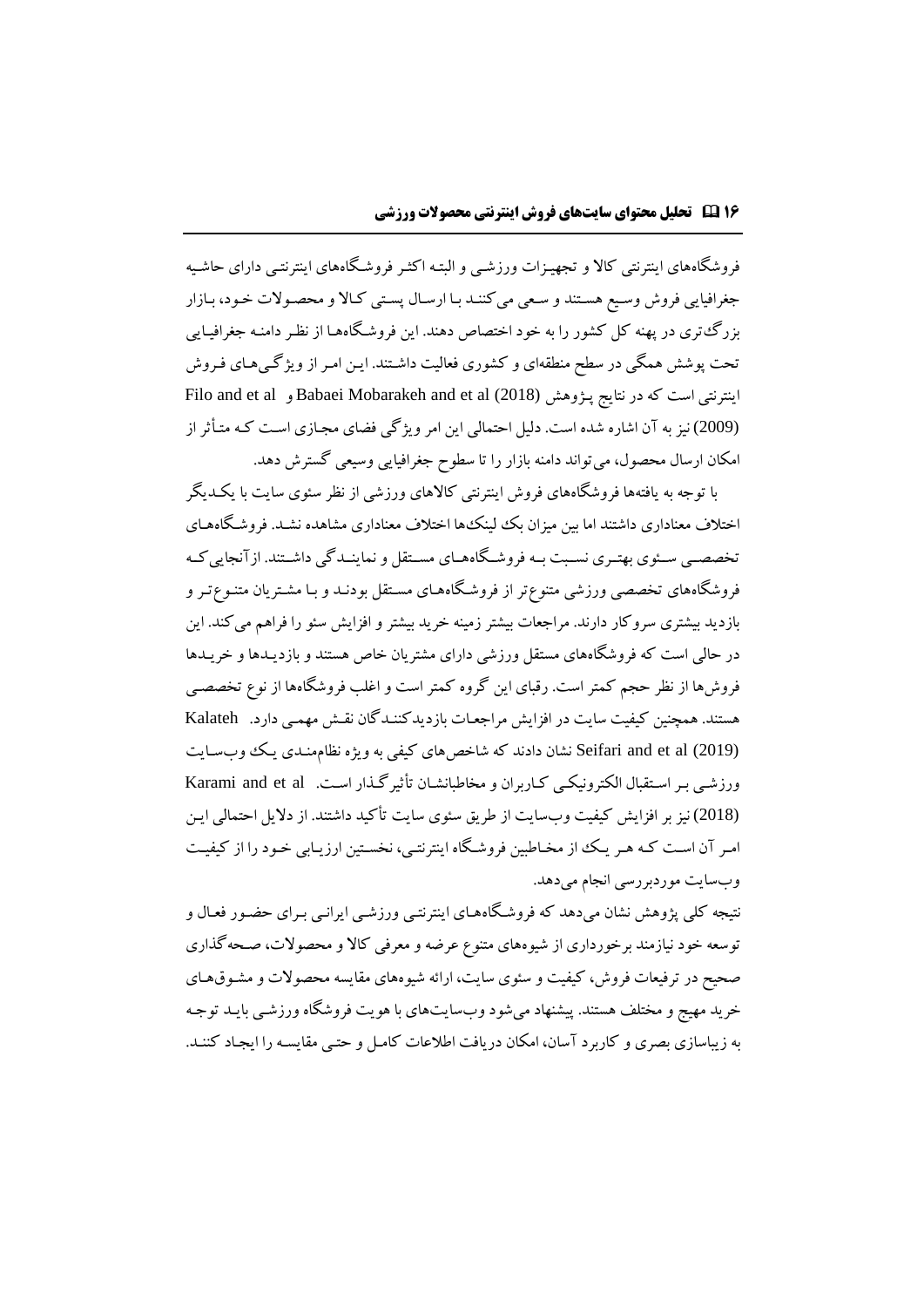فروشگاه‌های اینترنتی کالا و تجهیزات ورزشی و البته اکثر فروشگاه‌های اینترنتی دارای حاشیه جغرافیایی فروش وسیع هستند و سعی می‌کنند با ارسال پستی کالا و محصولات خود، بازار بزرگ‌تری در پهنه کل کشور را به خود اختصاص دهند. این فروشگاه‌ها از نظر دامنه جغرافیایی تحت پوشش همگی در سطح منطقه‌ای و کشوری فعالیت داشتند. این امر از ویژگی‌های فروش اینترنتی است که در نتایج پژوهش Babaei Mobarakeh and et al (2018) و Filo and et al (2009) نیز به آن اشاره شده است. دلیل احتمالی این امر ویژگی فضای مجازی است که متأثر از امکان ارسال محصول، می‌تواند دامنه بازار را تا سطوح جغرافیایی وسیعی گسترش دهد.

با توجه به یافته‌ها فروشگاه‌های فروش اینترنتی کالاهای ورزشی از نظر سئوی سایت با یکدیگر اختلاف معناداری داشتند اما بین میزان بک لینک‌ها اختلاف معناداری مشاهده نشد. فروشگاه‌های تخصصی سئوی بهتری نسبت به فروشگاه‌های مستقل و نمایندگی داشتند. ازآنجایی‌که فروشگاه‌های تخصصی ورزشی متنوع‌تر از فروشگاه‌های مستقل بودند و با مشتریان متنوع‌تر و بازدید بیشتری سروکار دارند. مراجعات بیشتر زمینه خرید بیشتر و افزایش سئو را فراهم می‌کند. این در حالی است که فروشگاه‌های مستقل ورزشی دارای مشتریان خاص هستند و بازدیدها و خریدها فروش‌ها از نظر حجم کمتر است. رقبای این گروه کمتر است و اغلب فروشگاه‌ها از نوع تخصصی هستند. همچنین کیفیت سایت در افزایش مراجعات بازدیدکنندگان نقش مهمی دارد. Kalateh Seifari and et al (2019) نشان دادند که شاخص‌های کیفی به ویژه نظام‌مندی یک وب‌سایت ورزشی بر استقبال الکترونیکی کاربران و مخاطبانشان تأثیرگذار است. Karami and et al (2018) نیز بر افزایش کیفیت وب‌سایت از طریق سئوی سایت تأکید داشتند. از دلایل احتمالی این امر آن است که هر یک از مخاطبین فروشگاه اینترنتی، نخستین ارزیابی خود را از کیفیت وب‌سایت موردبررسی انجام می‌دهد.

نتیجه کلی پژوهش نشان می‌دهد که فروشگاه‌های اینترنتی ورزشی ایرانی برای حضور فعال و توسعه خود نیازمند برخورداری از شیوه‌های متنوع عرضه و معرفی کالا و محصولات، صحه‌گذاری صحیح در ترفیعات فروش، کیفیت و سئوی سایت، ارائه شیوه‌های مقایسه محصولات و مشوق‌های خرید مهیج و مختلف هستند. پیشنهاد می‌شود وب‌سایت‌های با هویت فروشگاه ورزشی باید توجه به زیباسازی بصری و کاربرد آسان، امکان دریافت اطلاعات کامل و حتی مقایسه را ایجاد کنند.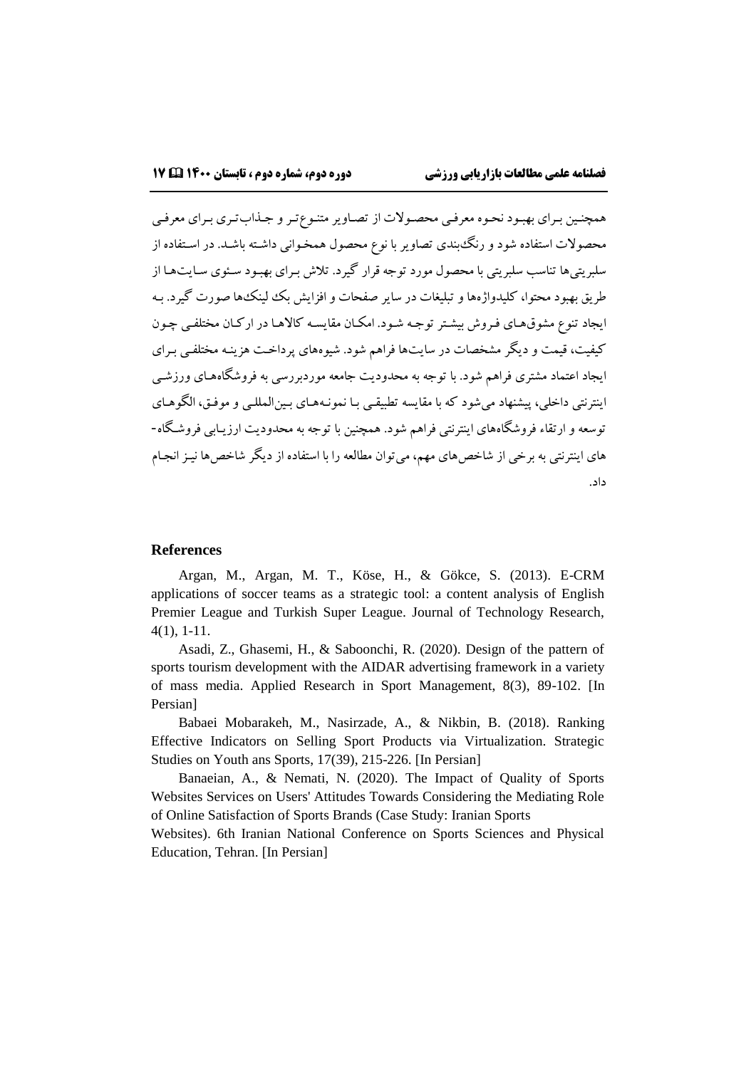همچنین برای بهبود نحوه معرفی محصولات از تصاویر متنوع‌تر و جذاب‌تری برای معرفی محصولات استفاده شود و رنگ‌بندی تصاویر با نوع محصول همخوانی داشته باشد. در استفاده از سلبریتی‌ها تناسب سلبریتی با محصول مورد توجه قرار گیرد. تلاش برای بهبود سئوی سایت‌ها از طریق بهبود محتوا، کلیدواژه‌ها و تبلیغات در سایر صفحات و افزایش بک لینک‌ها صورت گیرد. به ایجاد تنوع مشوق‌های فروش بیشتر توجه شود. امکان مقایسه کالاها در ارکان مختلفی چون کیفیت، قیمت و دیگر مشخصات در سایت‌ها فراهم شود. شیوه‌های پرداخت هزینه مختلفی برای ایجاد اعتماد مشتری فراهم شود. با توجه به محدودیت جامعه موردبررسی به فروشگاه‌های ورزشی اینترنتی داخلی، پیشنهاد می‌شود که با مقایسه تطبیقی با نمونه‌های بین‌المللی و موفق، الگوهای توسعه و ارتقاء فروشگاه‌های اینترنتی فراهم شود. همچنین با توجه به محدودیت ارزیابی فروشگاه-های اینترنتی به برخی از شاخص‌های مهم، می‌توان مطالعه را با استفاده از دیگر شاخص‌ها نیز انجام داد.

## References

Argan, M., Argan, M. T., Köse, H., & Gökce, S. (2013). E-CRM applications of soccer teams as a strategic tool: a content analysis of English Premier League and Turkish Super League. Journal of Technology Research, 4(1), 1-11.

Asadi, Z., Ghasemi, H., & Saboonchi, R. (2020). Design of the pattern of sports tourism development with the AIDAR advertising framework in a variety of mass media. Applied Research in Sport Management, 8(3), 89-102. [In Persian]

Babaei Mobarakeh, M., Nasirzade, A., & Nikbin, B. (2018). Ranking Effective Indicators on Selling Sport Products via Virtualization. Strategic Studies on Youth ans Sports, 17(39), 215-226. [In Persian]

Banaeian, A., & Nemati, N. (2020). The Impact of Quality of Sports Websites Services on Users' Attitudes Towards Considering the Mediating Role of Online Satisfaction of Sports Brands (Case Study: Iranian Sports Websites). 6th Iranian National Conference on Sports Sciences and Physical Education, Tehran. [In Persian]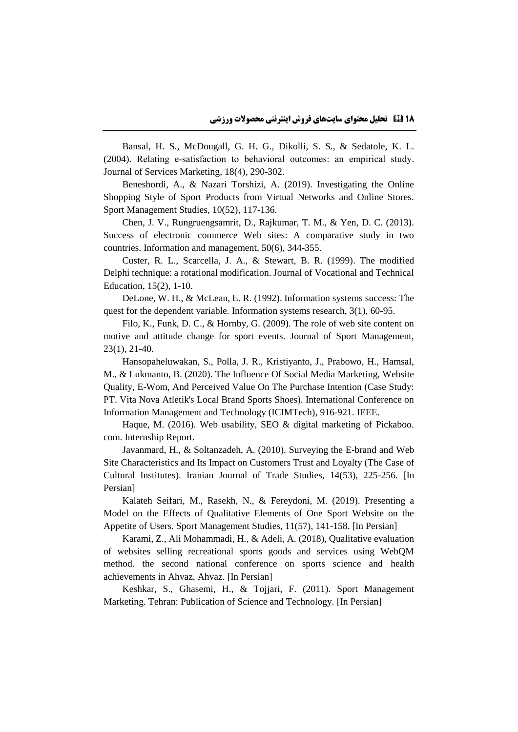Bansal, H. S., McDougall, G. H. G., Dikolli, S. S., & Sedatole, K. L. (2004). Relating e-satisfaction to behavioral outcomes: an empirical study. Journal of Services Marketing, 18(4), 290-302.

Benesbordi, A., & Nazari Torshizi, A. (2019). Investigating the Online Shopping Style of Sport Products from Virtual Networks and Online Stores. Sport Management Studies, 10(52), 117-136.

Chen, J. V., Rungruengsamrit, D., Rajkumar, T. M., & Yen, D. C. (2013). Success of electronic commerce Web sites: A comparative study in two countries. Information and management, 50(6), 344-355.

Custer, R. L., Scarcella, J. A., & Stewart, B. R. (1999). The modified Delphi technique: a rotational modification. Journal of Vocational and Technical Education, 15(2), 1-10.

DeLone, W. H., & McLean, E. R. (1992). Information systems success: The quest for the dependent variable. Information systems research, 3(1), 60-95.

Filo, K., Funk, D. C., & Hornby, G. (2009). The role of web site content on motive and attitude change for sport events. Journal of Sport Management, 23(1), 21-40.

Hansopaheluwakan, S., Polla, J. R., Kristiyanto, J., Prabowo, H., Hamsal, M., & Lukmanto, B. (2020). The Influence Of Social Media Marketing, Website Quality, E-Wom, And Perceived Value On The Purchase Intention (Case Study: PT. Vita Nova Atletik's Local Brand Sports Shoes). International Conference on Information Management and Technology (ICIMTech), 916-921. IEEE.

Haque, M. (2016). Web usability, SEO & digital marketing of Pickaboo. com. Internship Report.

Javanmard, H., & Soltanzadeh, A. (2010). Surveying the E-brand and Web Site Characteristics and Its Impact on Customers Trust and Loyalty (The Case of Cultural Institutes). Iranian Journal of Trade Studies, 14(53), 225-256. [In Persian]

Kalateh Seifari, M., Rasekh, N., & Fereydoni, M. (2019). Presenting a Model on the Effects of Qualitative Elements of One Sport Website on the Appetite of Users. Sport Management Studies, 11(57), 141-158. [In Persian]

Karami, Z., Ali Mohammadi, H., & Adeli, A. (2018), Qualitative evaluation of websites selling recreational sports goods and services using WebQM method. the second national conference on sports science and health achievements in Ahvaz, Ahvaz. [In Persian]

Keshkar, S., Ghasemi, H., & Tojjari, F. (2011). Sport Management Marketing. Tehran: Publication of Science and Technology. [In Persian]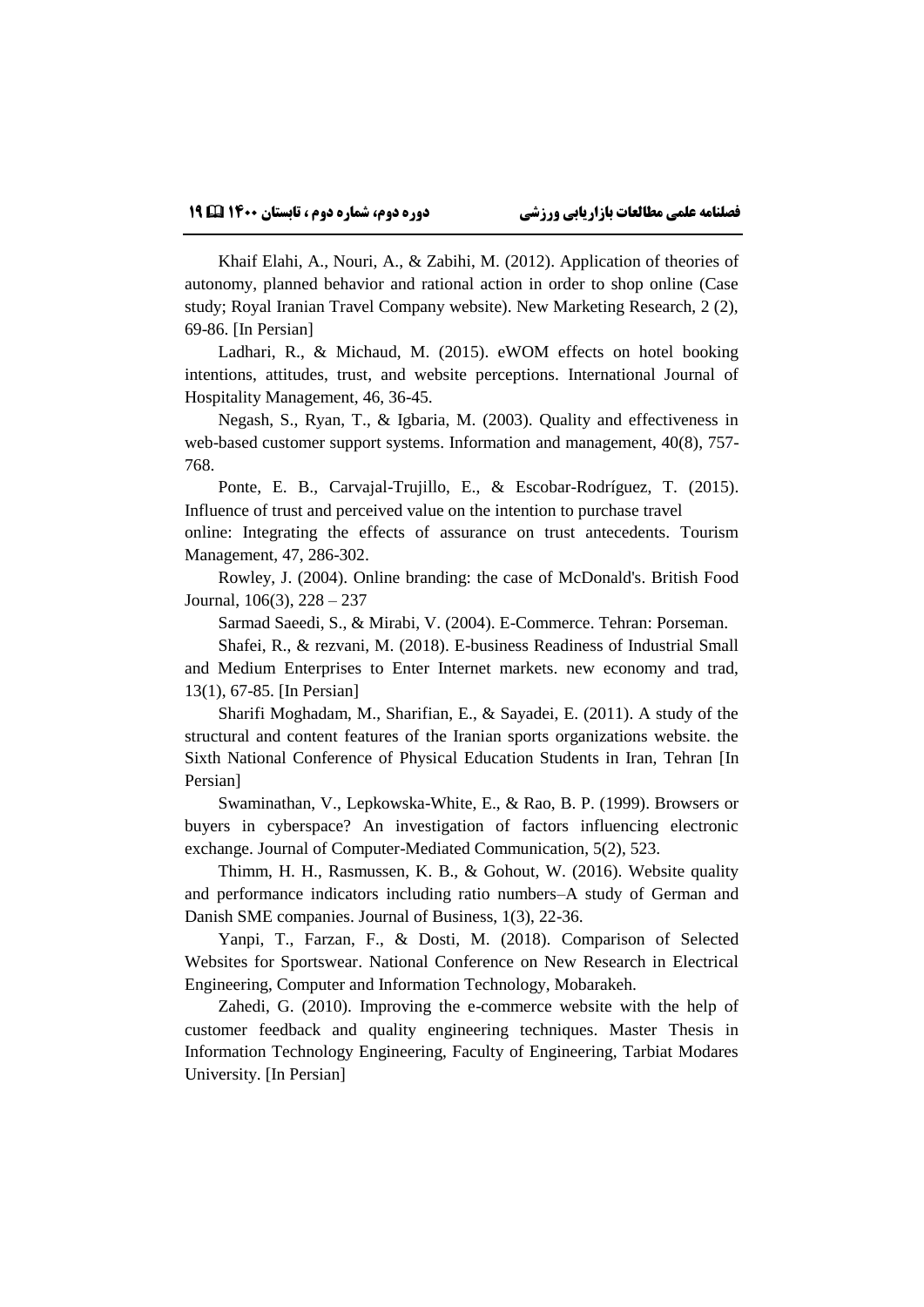Khaif Elahi, A., Nouri, A., & Zabihi, M. (2012). Application of theories of autonomy, planned behavior and rational action in order to shop online (Case study; Royal Iranian Travel Company website). New Marketing Research, 2 (2), 69-86. [In Persian]

Ladhari, R., & Michaud, M. (2015). eWOM effects on hotel booking intentions, attitudes, trust, and website perceptions. International Journal of Hospitality Management, 46, 36-45.

Negash, S., Ryan, T., & Igbaria, M. (2003). Quality and effectiveness in web-based customer support systems. Information and management, 40(8), 757-768.

Ponte, E. B., Carvajal-Trujillo, E., & Escobar-Rodríguez, T. (2015). Influence of trust and perceived value on the intention to purchase travel online: Integrating the effects of assurance on trust antecedents. Tourism Management, 47, 286-302.

Rowley, J. (2004). Online branding: the case of McDonald's. British Food Journal, 106(3), 228 – 237

Sarmad Saeedi, S., & Mirabi, V. (2004). E-Commerce. Tehran: Porseman.

Shafei, R., & rezvani, M. (2018). E-business Readiness of Industrial Small and Medium Enterprises to Enter Internet markets. new economy and trad, 13(1), 67-85. [In Persian]

Sharifi Moghadam, M., Sharifian, E., & Sayadei, E. (2011). A study of the structural and content features of the Iranian sports organizations website. the Sixth National Conference of Physical Education Students in Iran, Tehran [In Persian]

Swaminathan, V., Lepkowska-White, E., & Rao, B. P. (1999). Browsers or buyers in cyberspace? An investigation of factors influencing electronic exchange. Journal of Computer-Mediated Communication, 5(2), 523.

Thimm, H. H., Rasmussen, K. B., & Gohout, W. (2016). Website quality and performance indicators including ratio numbers–A study of German and Danish SME companies. Journal of Business, 1(3), 22-36.

Yanpi, T., Farzan, F., & Dosti, M. (2018). Comparison of Selected Websites for Sportswear. National Conference on New Research in Electrical Engineering, Computer and Information Technology, Mobarakeh.

Zahedi, G. (2010). Improving the e-commerce website with the help of customer feedback and quality engineering techniques. Master Thesis in Information Technology Engineering, Faculty of Engineering, Tarbiat Modares University. [In Persian]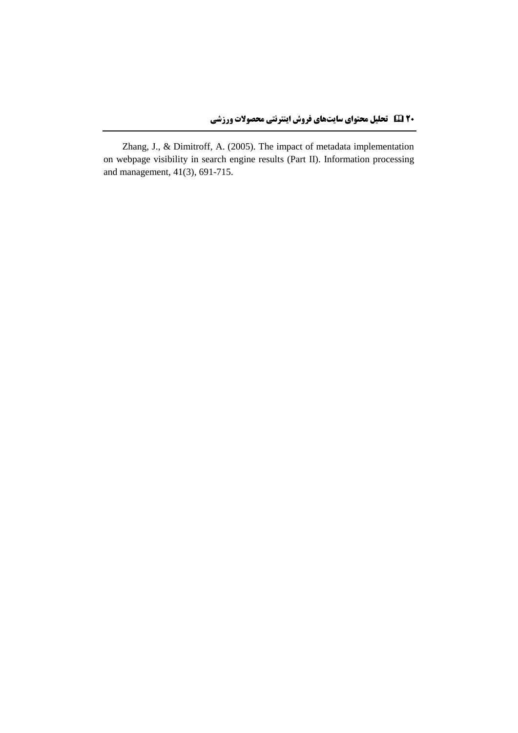Zhang, J., & Dimitroff, A. (2005). The impact of metadata implementation on webpage visibility in search engine results (Part II). Information processing and management, 41(3), 691-715.